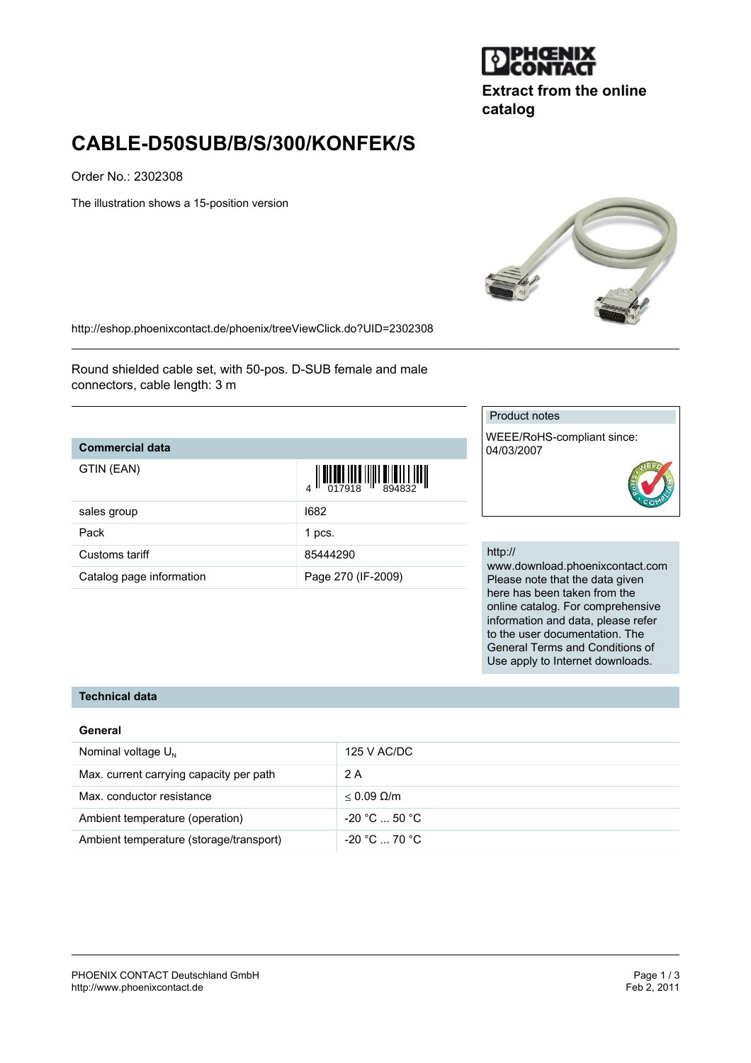Extract from the online catalog

# CABLE-D50SUB/B/S/300/KONFEK/S

Order No.: 2302308

The illustration shows a 15-position version

http://eshop.phoenixcontact.de/phoenix/treeViewClick.do?UID=2302308

Round shielded cable set, with 50-pos. D-SUB female and male connectors, cable length: 3 m

| Commercial data | |
|---|---|
| GTIN (EAN) | 4 017918 894832 |
| sales group | I682 |
| Pack | 1 pcs. |
| Customs tariff | 85444290 |
| Catalog page information | Page 270 (IF-2009) |

Product notes

WEEE/RoHS-compliant since: 04/03/2007

http://www.download.phoenixcontact.com
Please note that the data given here has been taken from the online catalog. For comprehensive information and data, please refer to the user documentation. The General Terms and Conditions of Use apply to Internet downloads.

## Technical data

### General

| | |
|---|---|
| Nominal voltage $U_N$ | 125 V AC/DC |
| Max. current carrying capacity per path | 2 A |
| Max. conductor resistance | $\leq$ 0.09 Ω/m |
| Ambient temperature (operation) | -20 °C ... 50 °C |
| Ambient temperature (storage/transport) | -20 °C ... 70 °C |

PHOENIX CONTACT Deutschland GmbH
http://www.phoenixcontact.de

Feb 2, 2011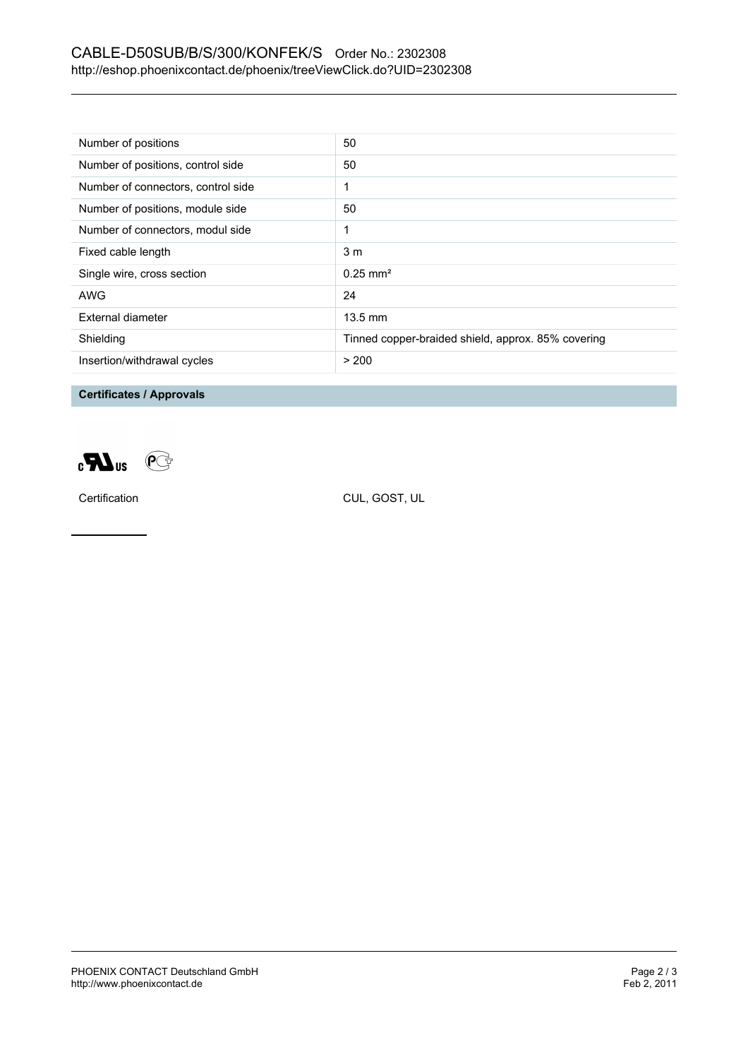| Number of positions | 50 |
|---|---|
| Number of positions, control side | 50 |
| Number of connectors, control side | 1 |
| Number of positions, module side | 50 |
| Number of connectors, modul side | 1 |
| Fixed cable length | 3 m |
| Single wire, cross section | 0.25 mm² |
| AWG | 24 |
| External diameter | 13.5 mm |
| Shielding | Tinned copper-braided shield, approx. 85% covering |
| Insertion/withdrawal cycles | > 200 |

**Certificates / Approvals**

Certification CUL, GOST, UL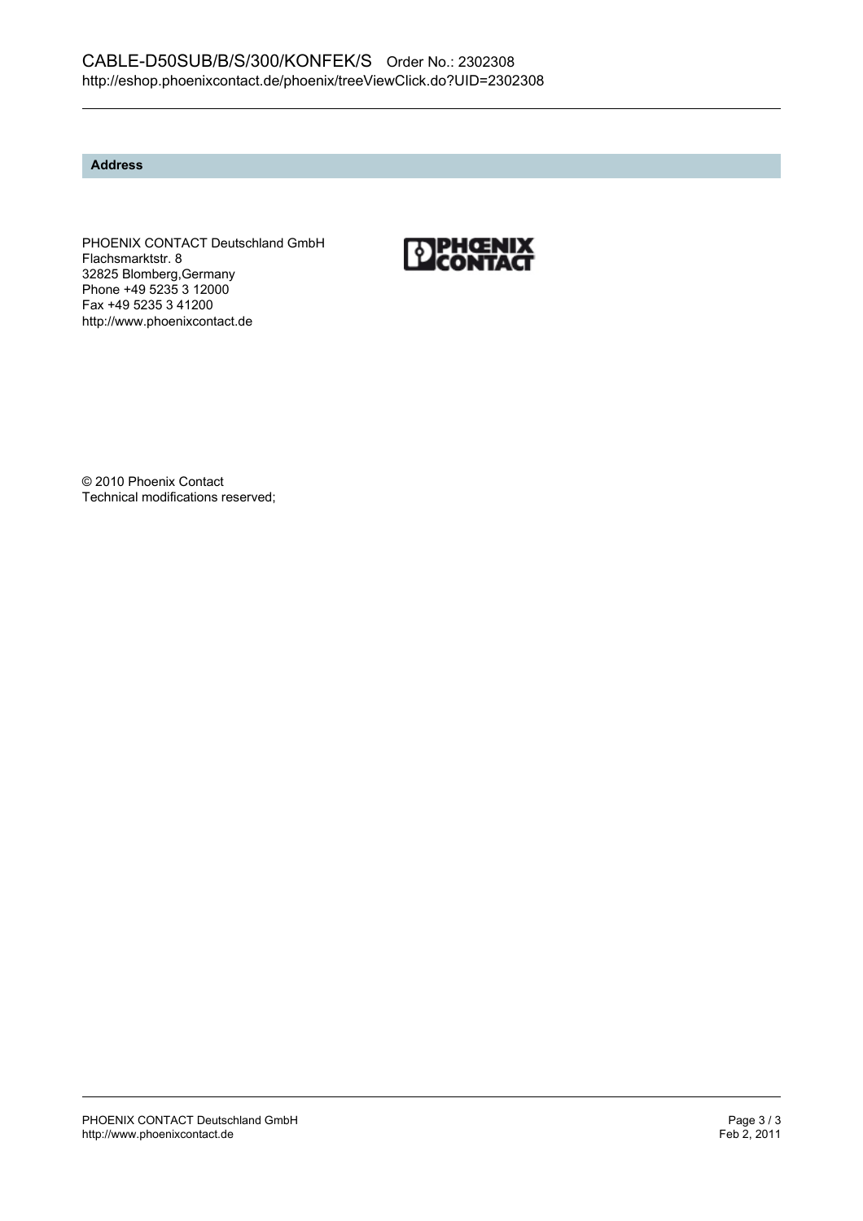CABLE-D50SUB/B/S/300/KONFEK/S Order No.: 2302308
http://eshop.phoenixcontact.de/phoenix/treeViewClick.do?UID=2302308

## Address

PHOENIX CONTACT Deutschland GmbH
Flachsmarktstr. 8
32825 Blomberg,Germany
Phone +49 5235 3 12000
Fax +49 5235 3 41200
http://www.phoenixcontact.de

© 2010 Phoenix Contact
Technical modifications reserved;